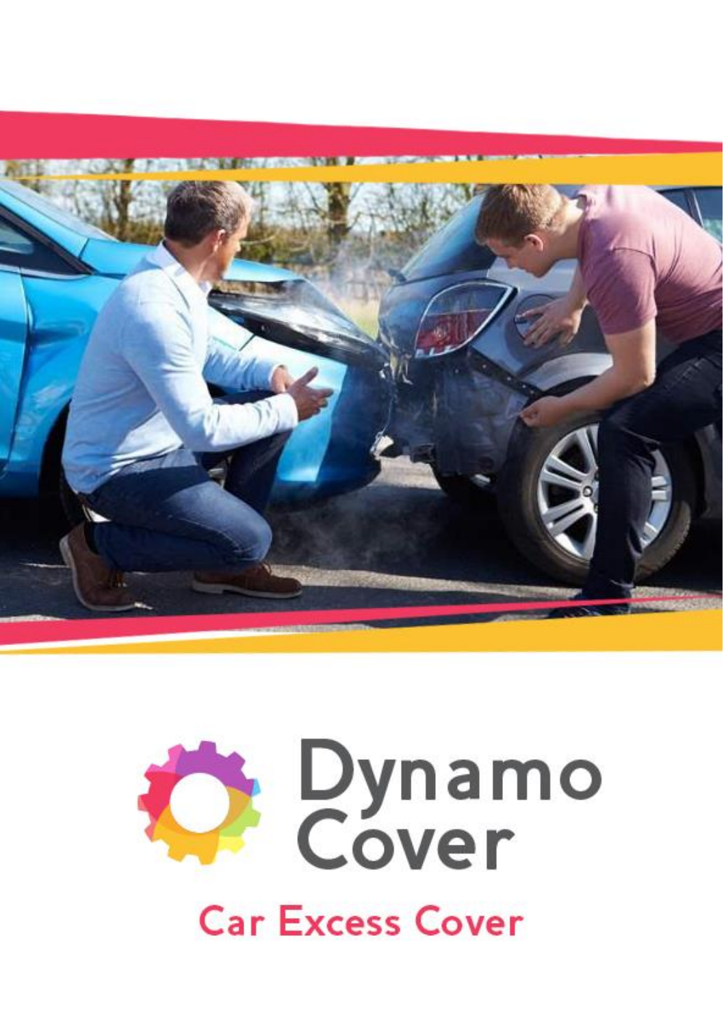# Dynamo Cover

## Car Excess Cover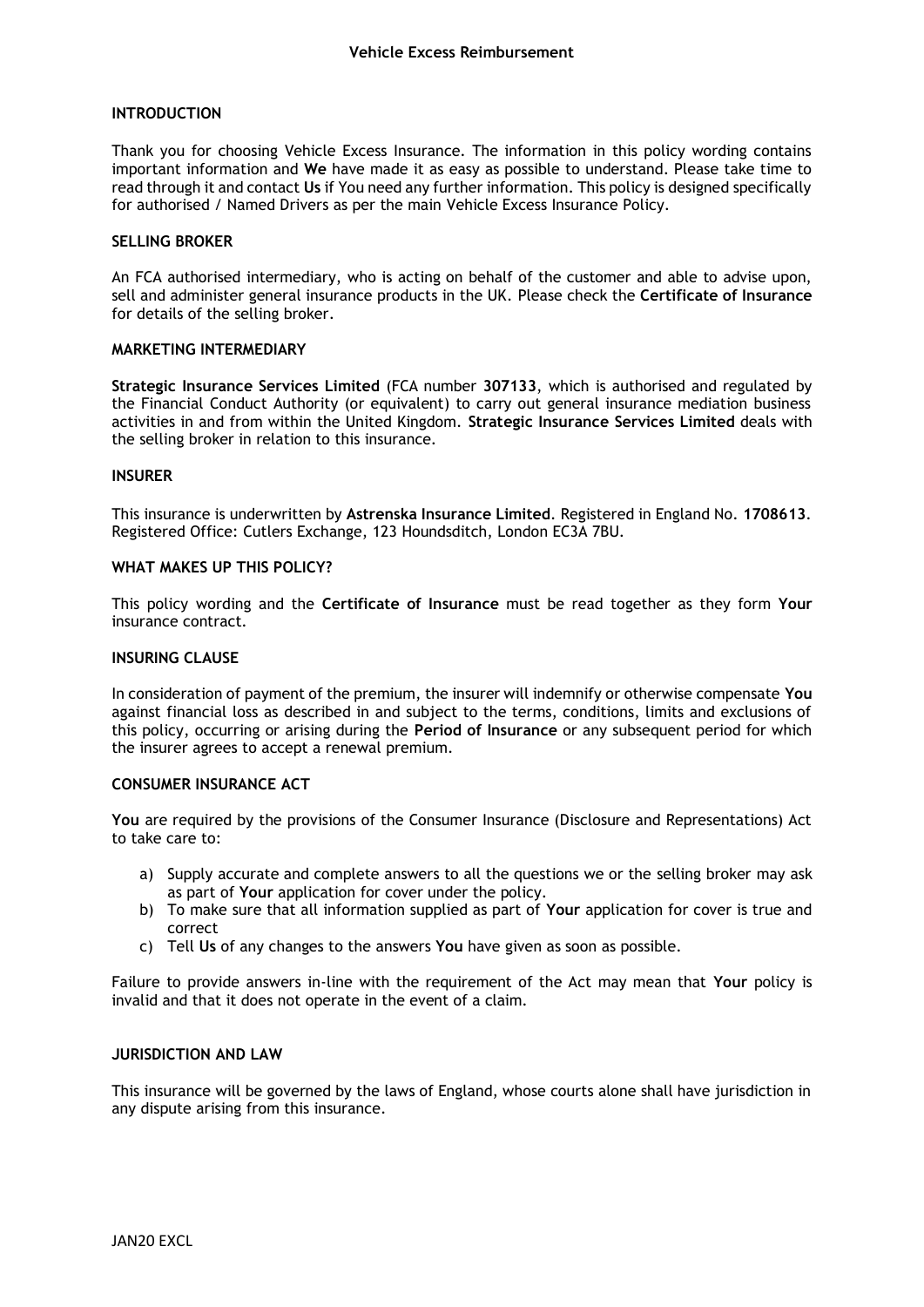# Vehicle Excess Reimbursement

## INTRODUCTION

Thank you for choosing Vehicle Excess Insurance. The information in this policy wording contains important information and **We** have made it as easy as possible to understand. Please take time to read through it and contact **Us** if You need any further information. This policy is designed specifically for authorised / Named Drivers as per the main Vehicle Excess Insurance Policy.

## SELLING BROKER

An FCA authorised intermediary, who is acting on behalf of the customer and able to advise upon, sell and administer general insurance products in the UK. Please check the **Certificate of Insurance** for details of the selling broker.

## MARKETING INTERMEDIARY

**Strategic Insurance Services Limited** (FCA number **307133**, which is authorised and regulated by the Financial Conduct Authority (or equivalent) to carry out general insurance mediation business activities in and from within the United Kingdom. **Strategic Insurance Services Limited** deals with the selling broker in relation to this insurance.

## INSURER

This insurance is underwritten by **Astrenska Insurance Limited**. Registered in England No. **1708613**. Registered Office: Cutlers Exchange, 123 Houndsditch, London EC3A 7BU.

## WHAT MAKES UP THIS POLICY?

This policy wording and the **Certificate of Insurance** must be read together as they form **Your** insurance contract.

## INSURING CLAUSE

In consideration of payment of the premium, the insurer will indemnify or otherwise compensate **You** against financial loss as described in and subject to the terms, conditions, limits and exclusions of this policy, occurring or arising during the **Period of Insurance** or any subsequent period for which the insurer agrees to accept a renewal premium.

## CONSUMER INSURANCE ACT

**You** are required by the provisions of the Consumer Insurance (Disclosure and Representations) Act to take care to:

a) Supply accurate and complete answers to all the questions we or the selling broker may ask as part of **Your** application for cover under the policy.
b) To make sure that all information supplied as part of **Your** application for cover is true and correct
c) Tell **Us** of any changes to the answers **You** have given as soon as possible.

Failure to provide answers in-line with the requirement of the Act may mean that **Your** policy is invalid and that it does not operate in the event of a claim.

## JURISDICTION AND LAW

This insurance will be governed by the laws of England, whose courts alone shall have jurisdiction in any dispute arising from this insurance.

JAN20 EXCL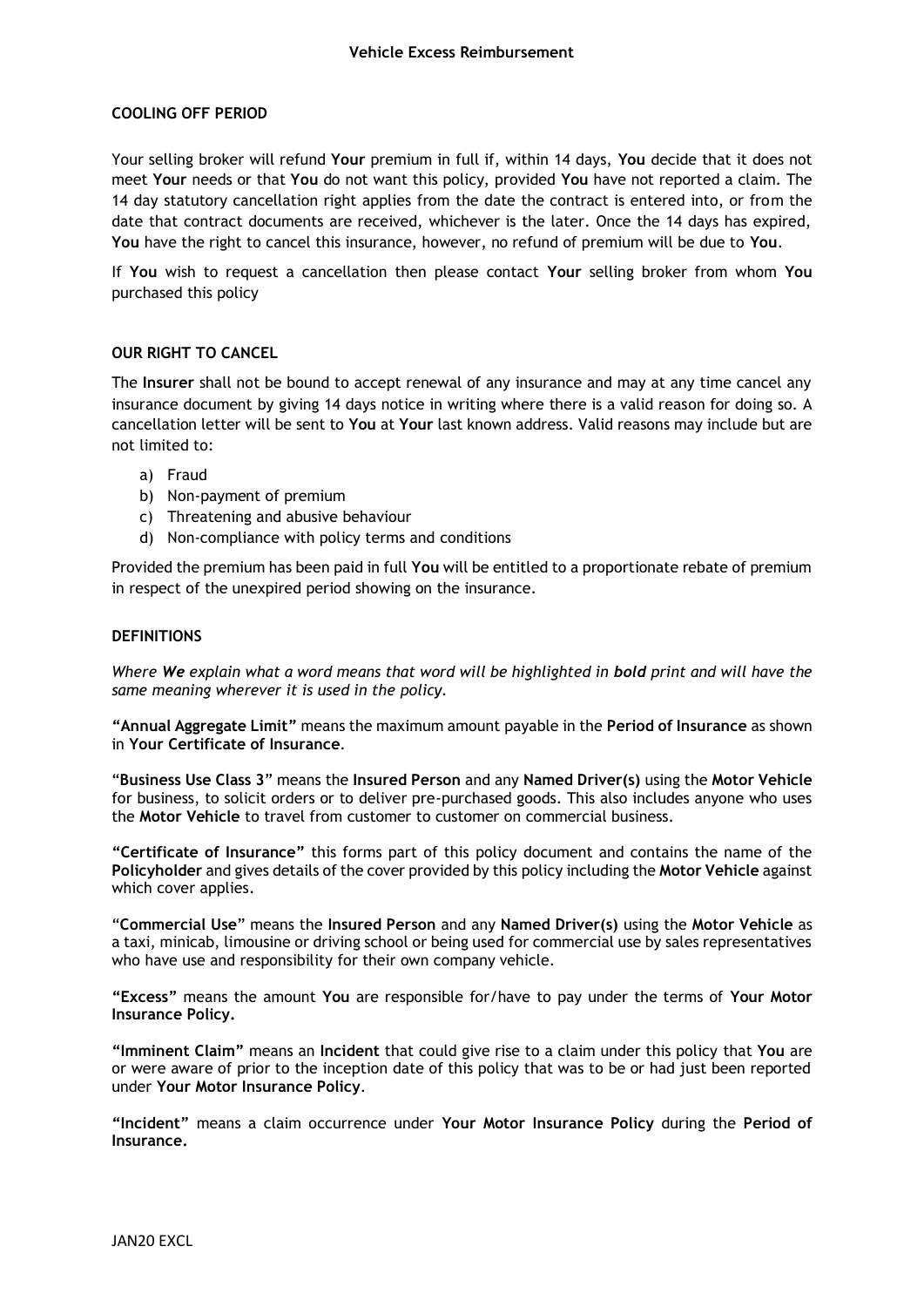**COOLING OFF PERIOD**

Your selling broker will refund **Your** premium in full if, within 14 days, **You** decide that it does not meet **Your** needs or that **You** do not want this policy, provided **You** have not reported a claim. The 14 day statutory cancellation right applies from the date the contract is entered into, or from the date that contract documents are received, whichever is the later. Once the 14 days has expired, **You** have the right to cancel this insurance, however, no refund of premium will be due to **You**.

If **You** wish to request a cancellation then please contact **Your** selling broker from whom **You** purchased this policy

**OUR RIGHT TO CANCEL**

The **Insurer** shall not be bound to accept renewal of any insurance and may at any time cancel any insurance document by giving 14 days notice in writing where there is a valid reason for doing so. A cancellation letter will be sent to **You** at **Your** last known address. Valid reasons may include but are not limited to:

a) Fraud
b) Non-payment of premium
c) Threatening and abusive behaviour
d) Non-compliance with policy terms and conditions

Provided the premium has been paid in full **You** will be entitled to a proportionate rebate of premium in respect of the unexpired period showing on the insurance.

**DEFINITIONS**

*Where* ***We*** *explain what a word means that word will be highlighted in* ***bold*** *print and will have the same meaning wherever it is used in the policy.*

**"Annual Aggregate Limit"** means the maximum amount payable in the **Period of Insurance** as shown in **Your Certificate of Insurance**.

"**Business Use Class 3**" means the **Insured Person** and any **Named Driver(s)** using the **Motor Vehicle** for business, to solicit orders or to deliver pre-purchased goods. This also includes anyone who uses the **Motor Vehicle** to travel from customer to customer on commercial business.

**"Certificate of Insurance"** this forms part of this policy document and contains the name of the **Policyholder** and gives details of the cover provided by this policy including the **Motor Vehicle** against which cover applies.

"**Commercial Use**" means the **Insured Person** and any **Named Driver(s)** using the **Motor Vehicle** as a taxi, minicab, limousine or driving school or being used for commercial use by sales representatives who have use and responsibility for their own company vehicle.

**"Excess"** means the amount **You** are responsible for/have to pay under the terms of **Your Motor Insurance Policy.**

**"Imminent Claim"** means an **Incident** that could give rise to a claim under this policy that **You** are or were aware of prior to the inception date of this policy that was to be or had just been reported under **Your Motor Insurance Policy**.

**"Incident"** means a claim occurrence under **Your Motor Insurance Policy** during the **Period of Insurance.**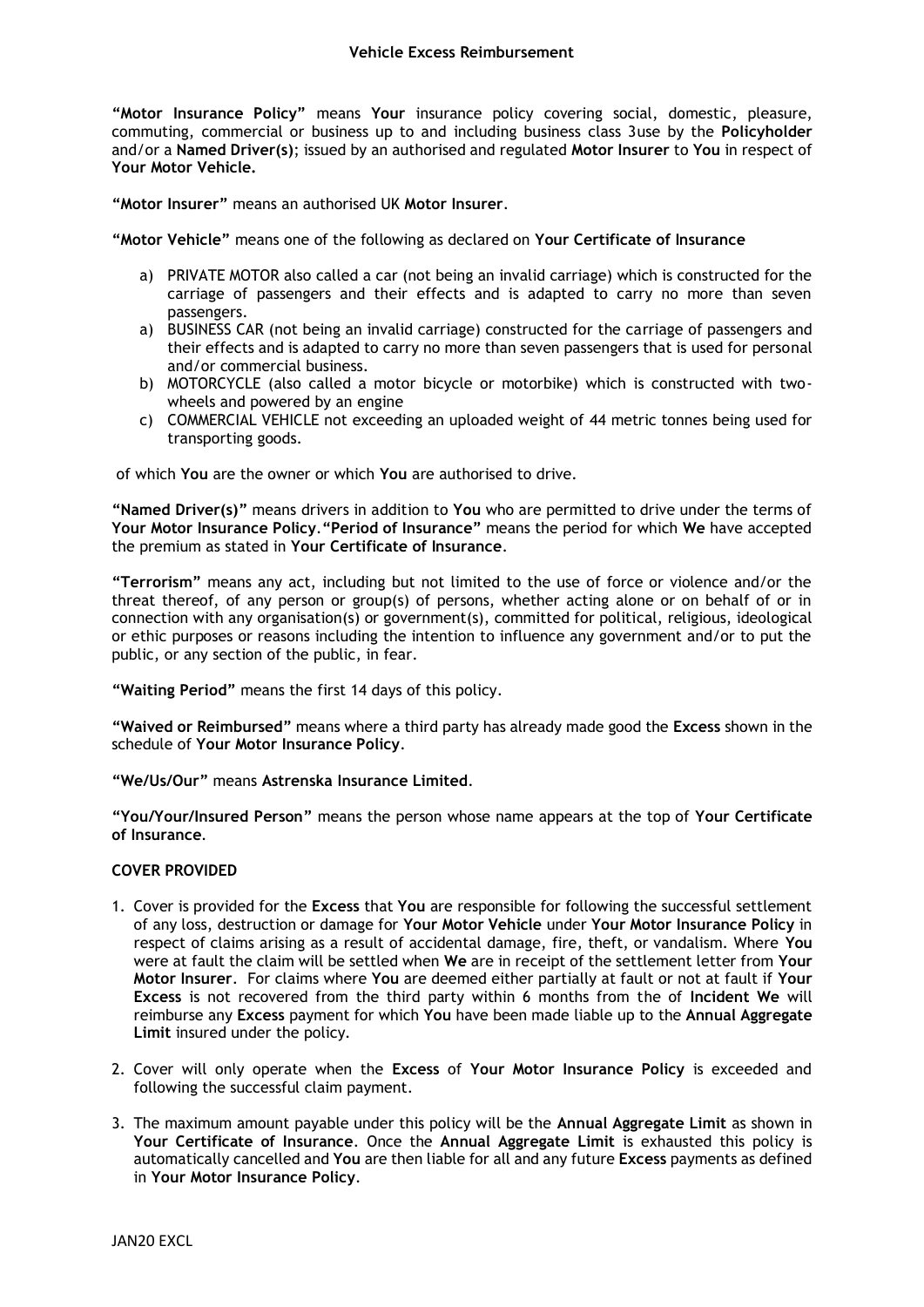**"Motor Insurance Policy"** means **Your** insurance policy covering social, domestic, pleasure, commuting, commercial or business up to and including business class 3use by the **Policyholder** and/or a **Named Driver(s)**; issued by an authorised and regulated **Motor Insurer** to **You** in respect of **Your Motor Vehicle.**

**"Motor Insurer"** means an authorised UK **Motor Insurer**.

**"Motor Vehicle"** means one of the following as declared on **Your Certificate of Insurance**

a) PRIVATE MOTOR also called a car (not being an invalid carriage) which is constructed for the carriage of passengers and their effects and is adapted to carry no more than seven passengers.
a) BUSINESS CAR (not being an invalid carriage) constructed for the carriage of passengers and their effects and is adapted to carry no more than seven passengers that is used for personal and/or commercial business.
b) MOTORCYCLE (also called a motor bicycle or motorbike) which is constructed with two-wheels and powered by an engine
c) COMMERCIAL VEHICLE not exceeding an uploaded weight of 44 metric tonnes being used for transporting goods.

of which **You** are the owner or which **You** are authorised to drive.

**"Named Driver(s)"** means drivers in addition to **You** who are permitted to drive under the terms of **Your Motor Insurance Policy**.**"Period of Insurance"** means the period for which **We** have accepted the premium as stated in **Your Certificate of Insurance**.

**"Terrorism"** means any act, including but not limited to the use of force or violence and/or the threat thereof, of any person or group(s) of persons, whether acting alone or on behalf of or in connection with any organisation(s) or government(s), committed for political, religious, ideological or ethic purposes or reasons including the intention to influence any government and/or to put the public, or any section of the public, in fear.

**"Waiting Period"** means the first 14 days of this policy.

**"Waived or Reimbursed"** means where a third party has already made good the **Excess** shown in the schedule of **Your Motor Insurance Policy**.

**"We/Us/Our"** means **Astrenska Insurance Limited**.

**"You/Your/Insured Person"** means the person whose name appears at the top of **Your Certificate of Insurance**.

**COVER PROVIDED**

1. Cover is provided for the **Excess** that **You** are responsible for following the successful settlement of any loss, destruction or damage for **Your Motor Vehicle** under **Your Motor Insurance Policy** in respect of claims arising as a result of accidental damage, fire, theft, or vandalism. Where **You** were at fault the claim will be settled when **We** are in receipt of the settlement letter from **Your Motor Insurer**. For claims where **You** are deemed either partially at fault or not at fault if **Your Excess** is not recovered from the third party within 6 months from the of **Incident We** will reimburse any **Excess** payment for which **You** have been made liable up to the **Annual Aggregate Limit** insured under the policy.

2. Cover will only operate when the **Excess** of **Your Motor Insurance Policy** is exceeded and following the successful claim payment.

3. The maximum amount payable under this policy will be the **Annual Aggregate Limit** as shown in **Your Certificate of Insurance**. Once the **Annual Aggregate Limit** is exhausted this policy is automatically cancelled and **You** are then liable for all and any future **Excess** payments as defined in **Your Motor Insurance Policy**.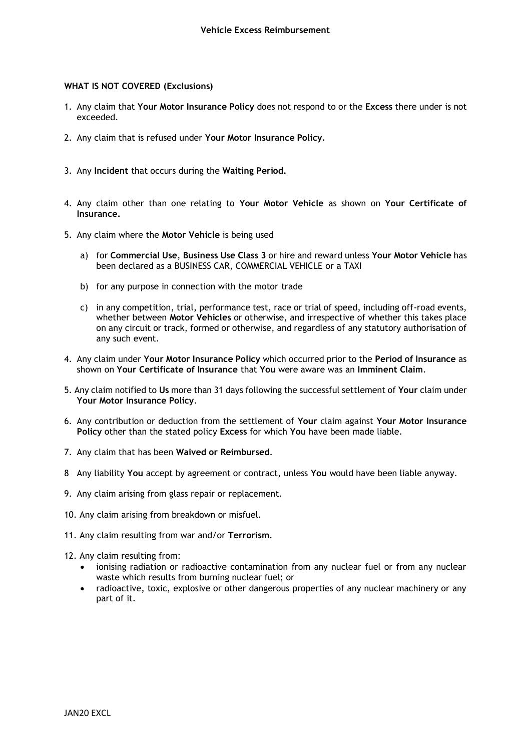## Vehicle Excess Reimbursement

**WHAT IS NOT COVERED (Exclusions)**

1. Any claim that **Your Motor Insurance Policy** does not respond to or the **Excess** there under is not exceeded.

2. Any claim that is refused under **Your Motor Insurance Policy.**

3. Any **Incident** that occurs during the **Waiting Period.**

4. Any claim other than one relating to **Your Motor Vehicle** as shown on **Your Certificate of Insurance.**

5. Any claim where the **Motor Vehicle** is being used

   a) for **Commercial Use**, **Business Use Class 3** or hire and reward unless **Your Motor Vehicle** has been declared as a BUSINESS CAR, COMMERCIAL VEHICLE or a TAXI

   b) for any purpose in connection with the motor trade

   c) in any competition, trial, performance test, race or trial of speed, including off-road events, whether between **Motor Vehicles** or otherwise, and irrespective of whether this takes place on any circuit or track, formed or otherwise, and regardless of any statutory authorisation of any such event.

4. Any claim under **Your Motor Insurance Policy** which occurred prior to the **Period of Insurance** as shown on **Your Certificate of Insurance** that **You** were aware was an **Imminent Claim**.

5. Any claim notified to **Us** more than 31 days following the successful settlement of **Your** claim under **Your Motor Insurance Policy**.

6. Any contribution or deduction from the settlement of **Your** claim against **Your Motor Insurance Policy** other than the stated policy **Excess** for which **You** have been made liable.

7. Any claim that has been **Waived or Reimbursed**.

8 Any liability **You** accept by agreement or contract, unless **You** would have been liable anyway.

9. Any claim arising from glass repair or replacement.

10. Any claim arising from breakdown or misfuel.

11. Any claim resulting from war and/or **Terrorism**.

12. Any claim resulting from:
    - ionising radiation or radioactive contamination from any nuclear fuel or from any nuclear waste which results from burning nuclear fuel; or
    - radioactive, toxic, explosive or other dangerous properties of any nuclear machinery or any part of it.

JAN20 EXCL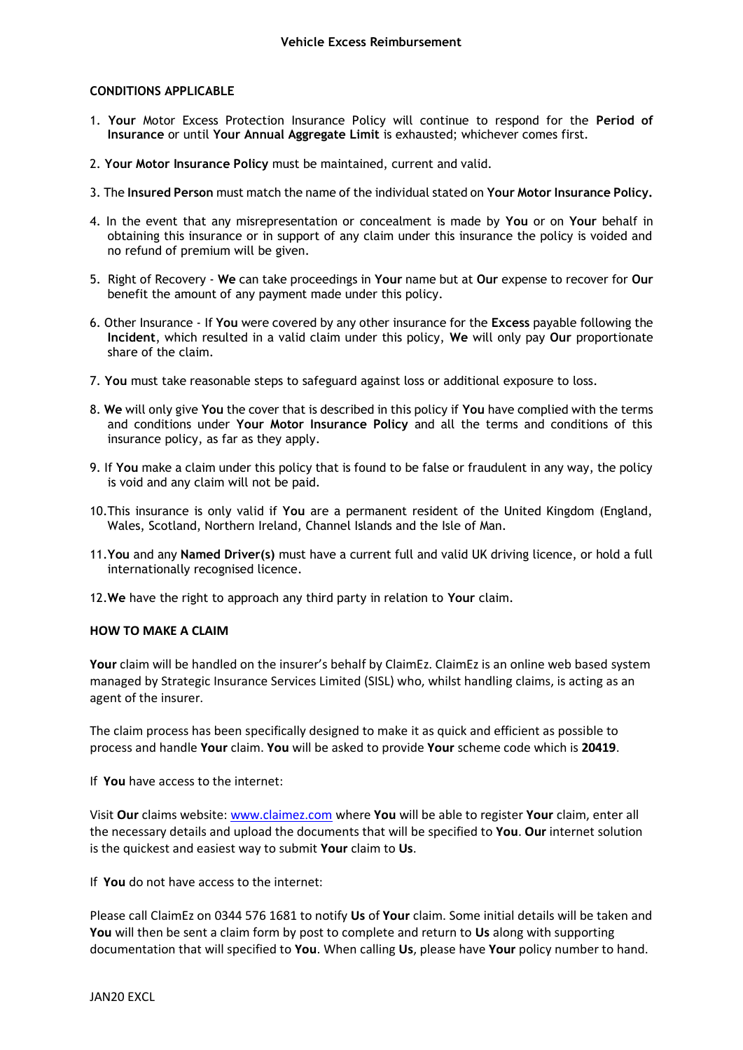## Vehicle Excess Reimbursement

**CONDITIONS APPLICABLE**

1. **Your** Motor Excess Protection Insurance Policy will continue to respond for the **Period of Insurance** or until **Your Annual Aggregate Limit** is exhausted; whichever comes first.

2. **Your Motor Insurance Policy** must be maintained, current and valid.

3. The **Insured Person** must match the name of the individual stated on **Your Motor Insurance Policy.**

4. In the event that any misrepresentation or concealment is made by **You** or on **Your** behalf in obtaining this insurance or in support of any claim under this insurance the policy is voided and no refund of premium will be given.

5. Right of Recovery - **We** can take proceedings in **Your** name but at **Our** expense to recover for **Our** benefit the amount of any payment made under this policy.

6. Other Insurance - If **You** were covered by any other insurance for the **Excess** payable following the **Incident**, which resulted in a valid claim under this policy, **We** will only pay **Our** proportionate share of the claim.

7. **You** must take reasonable steps to safeguard against loss or additional exposure to loss.

8. **We** will only give **You** the cover that is described in this policy if **You** have complied with the terms and conditions under **Your Motor Insurance Policy** and all the terms and conditions of this insurance policy, as far as they apply.

9. If **You** make a claim under this policy that is found to be false or fraudulent in any way, the policy is void and any claim will not be paid.

10. This insurance is only valid if **You** are a permanent resident of the United Kingdom (England, Wales, Scotland, Northern Ireland, Channel Islands and the Isle of Man.

11. **You** and any **Named Driver(s)** must have a current full and valid UK driving licence, or hold a full internationally recognised licence.

12. **We** have the right to approach any third party in relation to **Your** claim.

**HOW TO MAKE A CLAIM**

**Your** claim will be handled on the insurer's behalf by ClaimEz. ClaimEz is an online web based system managed by Strategic Insurance Services Limited (SISL) who, whilst handling claims, is acting as an agent of the insurer.

The claim process has been specifically designed to make it as quick and efficient as possible to process and handle **Your** claim. **You** will be asked to provide **Your** scheme code which is **20419**.

If **You** have access to the internet:

Visit **Our** claims website: www.claimez.com where **You** will be able to register **Your** claim, enter all the necessary details and upload the documents that will be specified to **You**. **Our** internet solution is the quickest and easiest way to submit **Your** claim to **Us**.

If **You** do not have access to the internet:

Please call ClaimEz on 0344 576 1681 to notify **Us** of **Your** claim. Some initial details will be taken and **You** will then be sent a claim form by post to complete and return to **Us** along with supporting documentation that will specified to **You**. When calling **Us**, please have **Your** policy number to hand.

JAN20 EXCL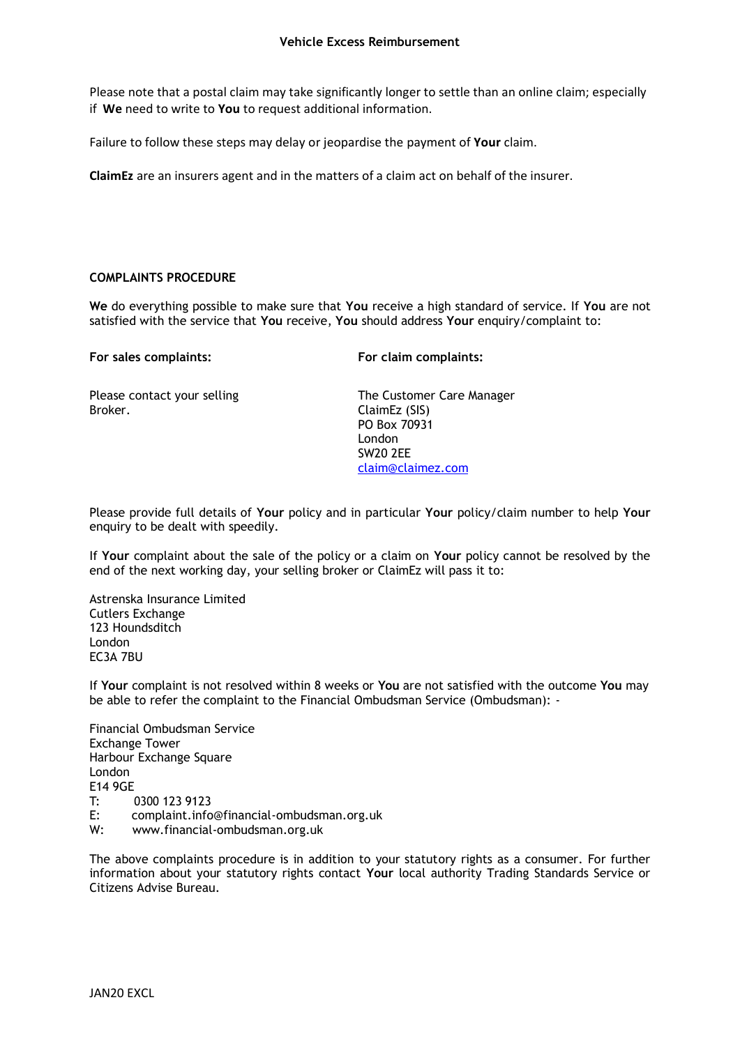Please note that a postal claim may take significantly longer to settle than an online claim; especially if **We** need to write to **You** to request additional information.

Failure to follow these steps may delay or jeopardise the payment of **Your** claim.

**ClaimEz** are an insurers agent and in the matters of a claim act on behalf of the insurer.

## COMPLAINTS PROCEDURE

**We** do everything possible to make sure that **You** receive a high standard of service. If **You** are not satisfied with the service that **You** receive, **You** should address **Your** enquiry/complaint to:

**For sales complaints:**

Please contact your selling Broker.

**For claim complaints:**

The Customer Care Manager
ClaimEz (SIS)
PO Box 70931
London
SW20 2EE
claim@claimez.com

Please provide full details of **Your** policy and in particular **Your** policy/claim number to help **Your** enquiry to be dealt with speedily.

If **Your** complaint about the sale of the policy or a claim on **Your** policy cannot be resolved by the end of the next working day, your selling broker or ClaimEz will pass it to:

Astrenska Insurance Limited
Cutlers Exchange
123 Houndsditch
London
EC3A 7BU

If **Your** complaint is not resolved within 8 weeks or **You** are not satisfied with the outcome **You** may be able to refer the complaint to the Financial Ombudsman Service (Ombudsman): -

Financial Ombudsman Service
Exchange Tower
Harbour Exchange Square
London
E14 9GE
T: 0300 123 9123
E: complaint.info@financial-ombudsman.org.uk
W: www.financial-ombudsman.org.uk

The above complaints procedure is in addition to your statutory rights as a consumer. For further information about your statutory rights contact **Your** local authority Trading Standards Service or Citizens Advise Bureau.

JAN20 EXCL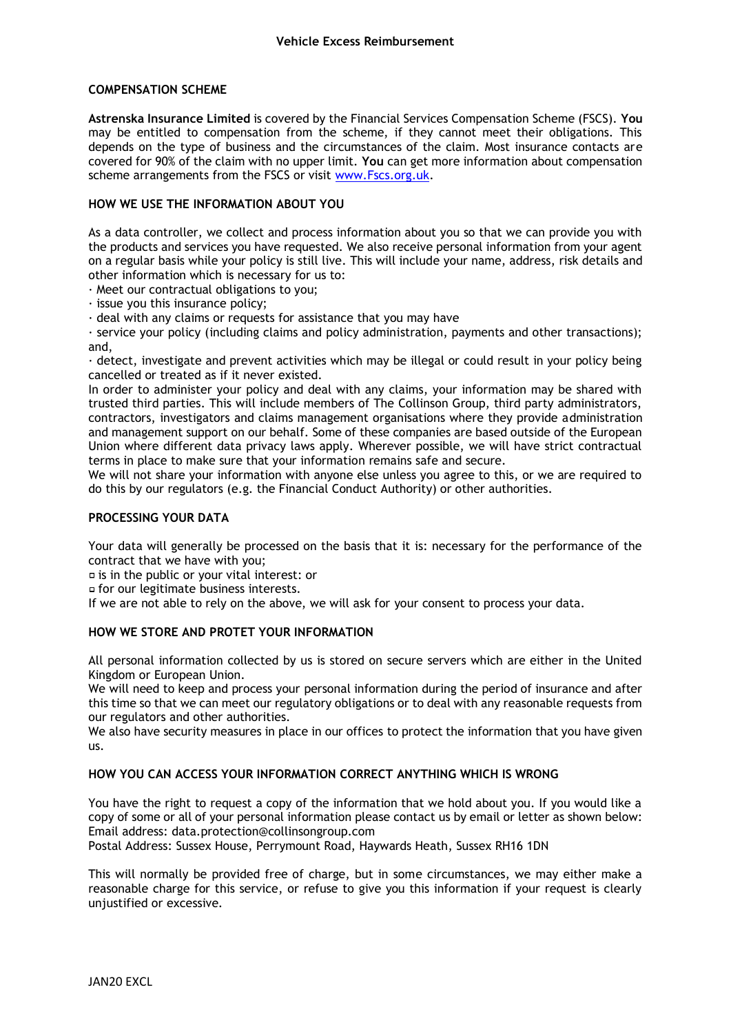## COMPENSATION SCHEME

**Astrenska Insurance Limited** is covered by the Financial Services Compensation Scheme (FSCS). **You** may be entitled to compensation from the scheme, if they cannot meet their obligations. This depends on the type of business and the circumstances of the claim. Most insurance contacts are covered for 90% of the claim with no upper limit. **You** can get more information about compensation scheme arrangements from the FSCS or visit www.Fscs.org.uk.

## HOW WE USE THE INFORMATION ABOUT YOU

As a data controller, we collect and process information about you so that we can provide you with the products and services you have requested. We also receive personal information from your agent on a regular basis while your policy is still live. This will include your name, address, risk details and other information which is necessary for us to:

- Meet our contractual obligations to you;
- issue you this insurance policy;
- deal with any claims or requests for assistance that you may have
- service your policy (including claims and policy administration, payments and other transactions); and,
- detect, investigate and prevent activities which may be illegal or could result in your policy being cancelled or treated as if it never existed.

In order to administer your policy and deal with any claims, your information may be shared with trusted third parties. This will include members of The Collinson Group, third party administrators, contractors, investigators and claims management organisations where they provide administration and management support on our behalf. Some of these companies are based outside of the European Union where different data privacy laws apply. Wherever possible, we will have strict contractual terms in place to make sure that your information remains safe and secure.

We will not share your information with anyone else unless you agree to this, or we are required to do this by our regulators (e.g. the Financial Conduct Authority) or other authorities.

## PROCESSING YOUR DATA

Your data will generally be processed on the basis that it is: necessary for the performance of the contract that we have with you;

- is in the public or your vital interest: or
- for our legitimate business interests.

If we are not able to rely on the above, we will ask for your consent to process your data.

## HOW WE STORE AND PROTET YOUR INFORMATION

All personal information collected by us is stored on secure servers which are either in the United Kingdom or European Union.

We will need to keep and process your personal information during the period of insurance and after this time so that we can meet our regulatory obligations or to deal with any reasonable requests from our regulators and other authorities.

We also have security measures in place in our offices to protect the information that you have given us.

## HOW YOU CAN ACCESS YOUR INFORMATION CORRECT ANYTHING WHICH IS WRONG

You have the right to request a copy of the information that we hold about you. If you would like a copy of some or all of your personal information please contact us by email or letter as shown below:
Email address: data.protection@collinsongroup.com
Postal Address: Sussex House, Perrymount Road, Haywards Heath, Sussex RH16 1DN

This will normally be provided free of charge, but in some circumstances, we may either make a reasonable charge for this service, or refuse to give you this information if your request is clearly unjustified or excessive.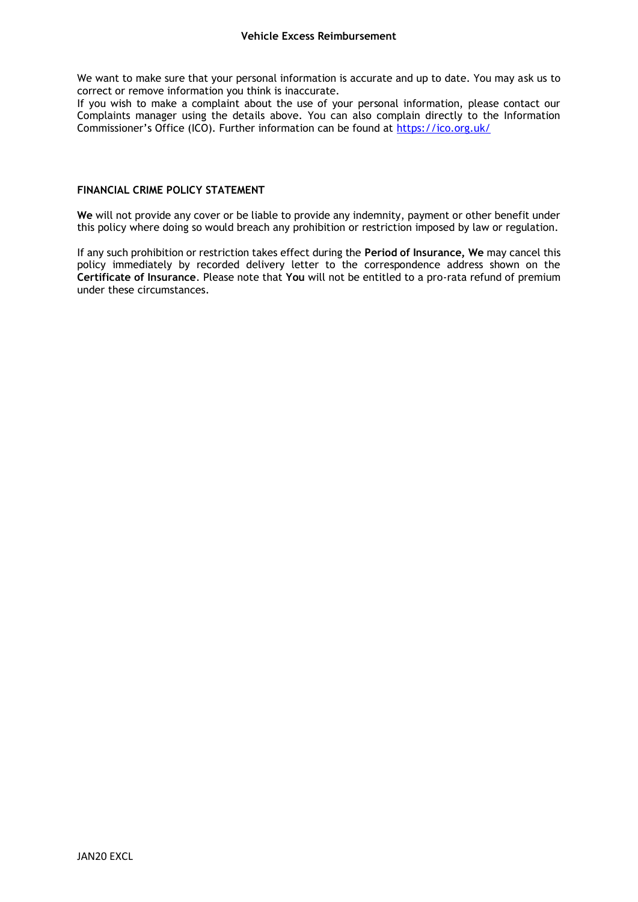We want to make sure that your personal information is accurate and up to date. You may ask us to correct or remove information you think is inaccurate.
If you wish to make a complaint about the use of your personal information, please contact our Complaints manager using the details above. You can also complain directly to the Information Commissioner's Office (ICO). Further information can be found at [https://ico.org.uk/](https://ico.org.uk/)

**FINANCIAL CRIME POLICY STATEMENT**

**We** will not provide any cover or be liable to provide any indemnity, payment or other benefit under this policy where doing so would breach any prohibition or restriction imposed by law or regulation.

If any such prohibition or restriction takes effect during the **Period of Insurance, We** may cancel this policy immediately by recorded delivery letter to the correspondence address shown on the **Certificate of Insurance**. Please note that **You** will not be entitled to a pro-rata refund of premium under these circumstances.